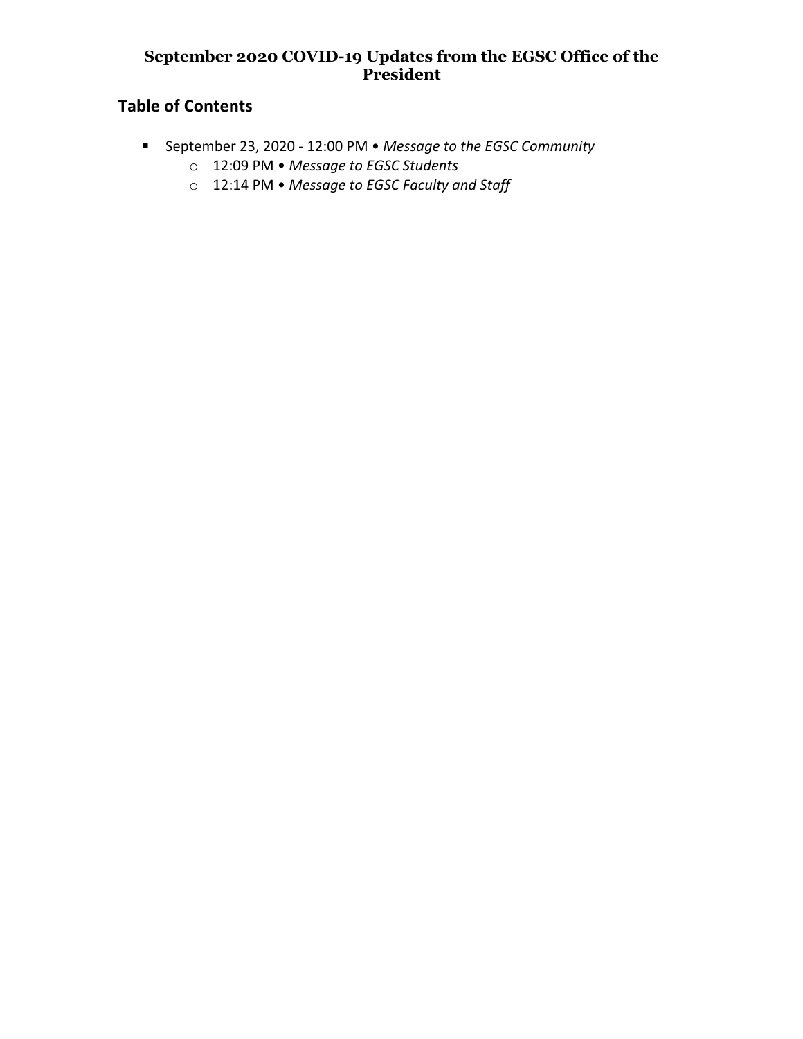# September 2020 COVID-19 Updates from the EGSC Office of the President

## Table of Contents

- September 23, 2020 - 12:00 PM • *Message to the EGSC Community*
    - 12:09 PM • *Message to EGSC Students*
    - 12:14 PM • *Message to EGSC Faculty and Staff*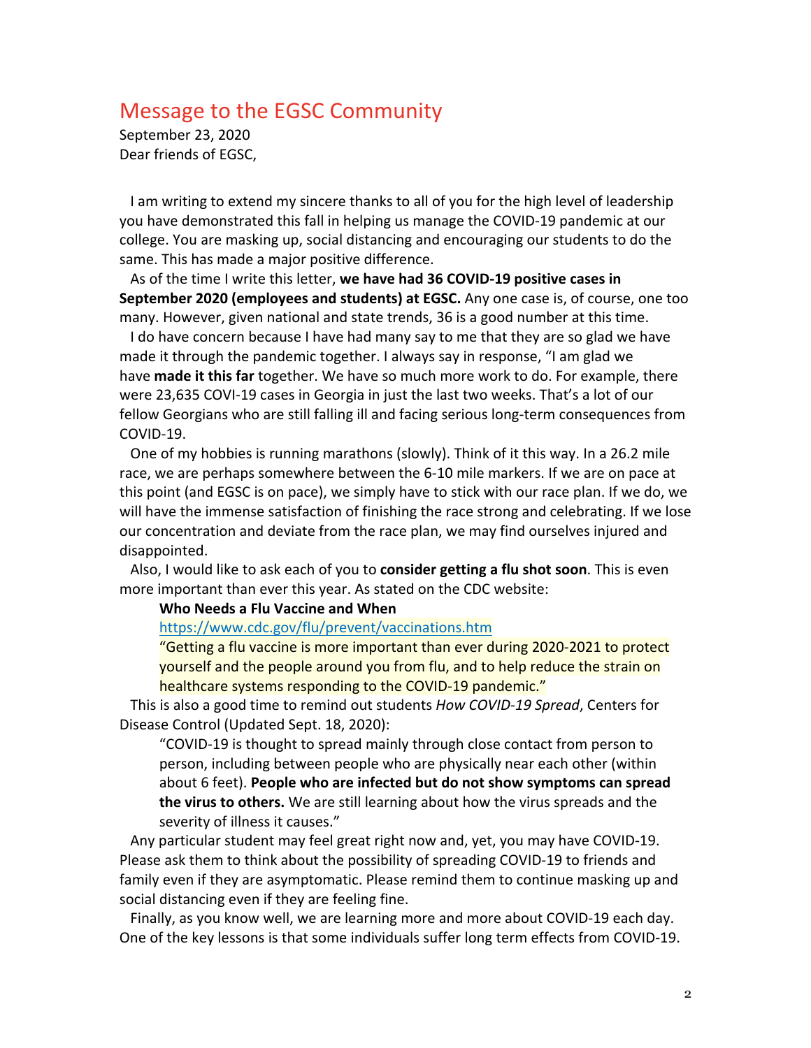# Message to the EGSC Community

September 23, 2020

Dear friends of EGSC,

I am writing to extend my sincere thanks to all of you for the high level of leadership you have demonstrated this fall in helping us manage the COVID-19 pandemic at our college. You are masking up, social distancing and encouraging our students to do the same. This has made a major positive difference.

As of the time I write this letter, **we have had 36 COVID-19 positive cases in September 2020 (employees and students) at EGSC.** Any one case is, of course, one too many. However, given national and state trends, 36 is a good number at this time.

I do have concern because I have had many say to me that they are so glad we have made it through the pandemic together. I always say in response, "I am glad we have **made it this far** together. We have so much more work to do. For example, there were 23,635 COVI-19 cases in Georgia in just the last two weeks. That's a lot of our fellow Georgians who are still falling ill and facing serious long-term consequences from COVID-19.

One of my hobbies is running marathons (slowly). Think of it this way. In a 26.2 mile race, we are perhaps somewhere between the 6-10 mile markers. If we are on pace at this point (and EGSC is on pace), we simply have to stick with our race plan. If we do, we will have the immense satisfaction of finishing the race strong and celebrating. If we lose our concentration and deviate from the race plan, we may find ourselves injured and disappointed.

Also, I would like to ask each of you to **consider getting a flu shot soon**. This is even more important than ever this year. As stated on the CDC website:

> **Who Needs a Flu Vaccine and When**
>
> https://www.cdc.gov/flu/prevent/vaccinations.htm
>
> "Getting a flu vaccine is more important than ever during 2020-2021 to protect yourself and the people around you from flu, and to help reduce the strain on healthcare systems responding to the COVID-19 pandemic."

This is also a good time to remind out students *How COVID-19 Spread*, Centers for Disease Control (Updated Sept. 18, 2020):

> "COVID-19 is thought to spread mainly through close contact from person to person, including between people who are physically near each other (within about 6 feet). **People who are infected but do not show symptoms can spread the virus to others.** We are still learning about how the virus spreads and the severity of illness it causes."

Any particular student may feel great right now and, yet, you may have COVID-19. Please ask them to think about the possibility of spreading COVID-19 to friends and family even if they are asymptomatic. Please remind them to continue masking up and social distancing even if they are feeling fine.

Finally, as you know well, we are learning more and more about COVID-19 each day. One of the key lessons is that some individuals suffer long term effects from COVID-19.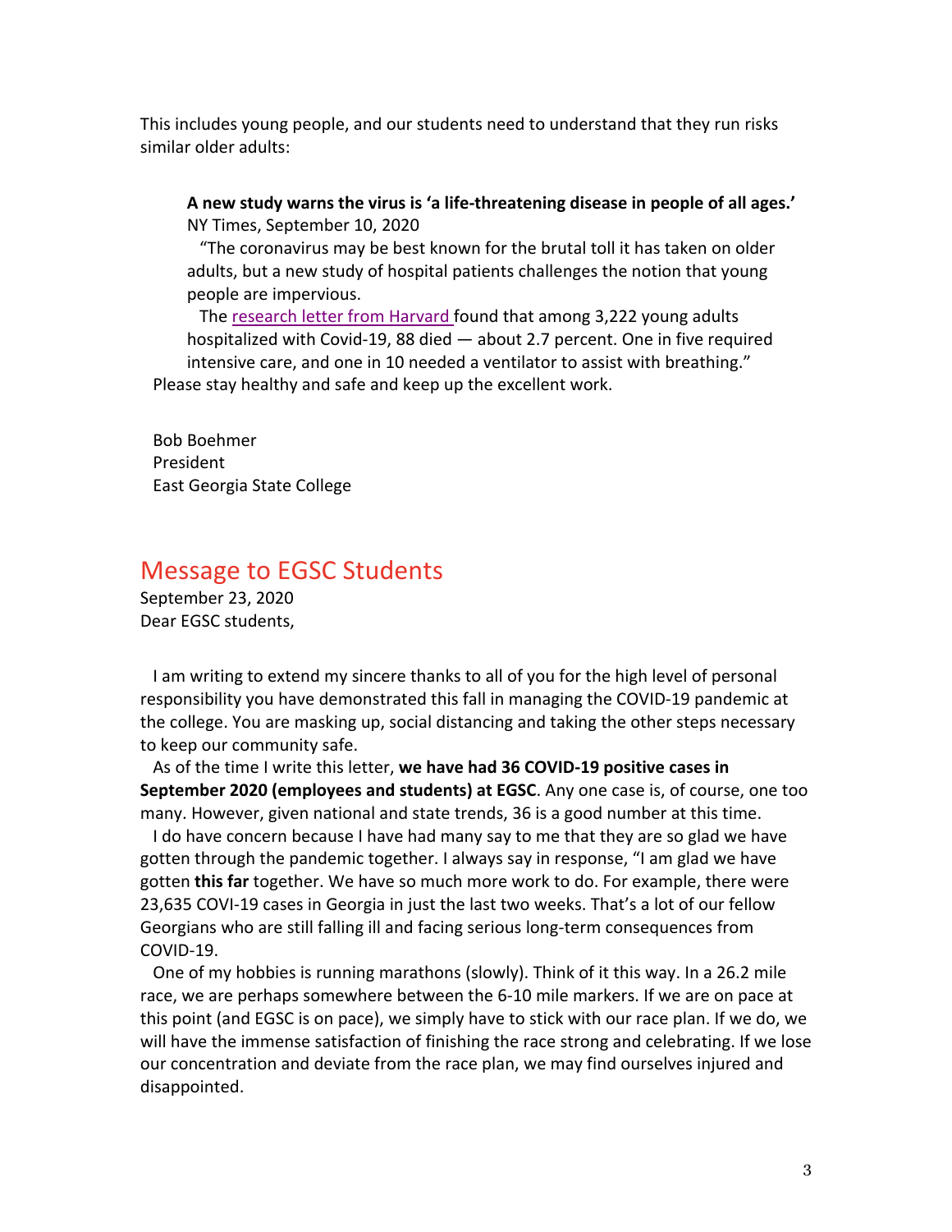This includes young people, and our students need to understand that they run risks similar older adults:

> **A new study warns the virus is 'a life-threatening disease in people of all ages.'**
> NY Times, September 10, 2020
>
> "The coronavirus may be best known for the brutal toll it has taken on older adults, but a new study of hospital patients challenges the notion that young people are impervious.
>
> The research letter from Harvard found that among 3,222 young adults hospitalized with Covid-19, 88 died — about 2.7 percent. One in five required intensive care, and one in 10 needed a ventilator to assist with breathing."

Please stay healthy and safe and keep up the excellent work.

Bob Boehmer
President
East Georgia State College

## Message to EGSC Students

September 23, 2020
Dear EGSC students,

I am writing to extend my sincere thanks to all of you for the high level of personal responsibility you have demonstrated this fall in managing the COVID-19 pandemic at the college. You are masking up, social distancing and taking the other steps necessary to keep our community safe.

As of the time I write this letter, **we have had 36 COVID-19 positive cases in September 2020 (employees and students) at EGSC**. Any one case is, of course, one too many. However, given national and state trends, 36 is a good number at this time.

I do have concern because I have had many say to me that they are so glad we have gotten through the pandemic together. I always say in response, "I am glad we have gotten **this far** together. We have so much more work to do. For example, there were 23,635 COVI-19 cases in Georgia in just the last two weeks. That's a lot of our fellow Georgians who are still falling ill and facing serious long-term consequences from COVID-19.

One of my hobbies is running marathons (slowly). Think of it this way. In a 26.2 mile race, we are perhaps somewhere between the 6-10 mile markers. If we are on pace at this point (and EGSC is on pace), we simply have to stick with our race plan. If we do, we will have the immense satisfaction of finishing the race strong and celebrating. If we lose our concentration and deviate from the race plan, we may find ourselves injured and disappointed.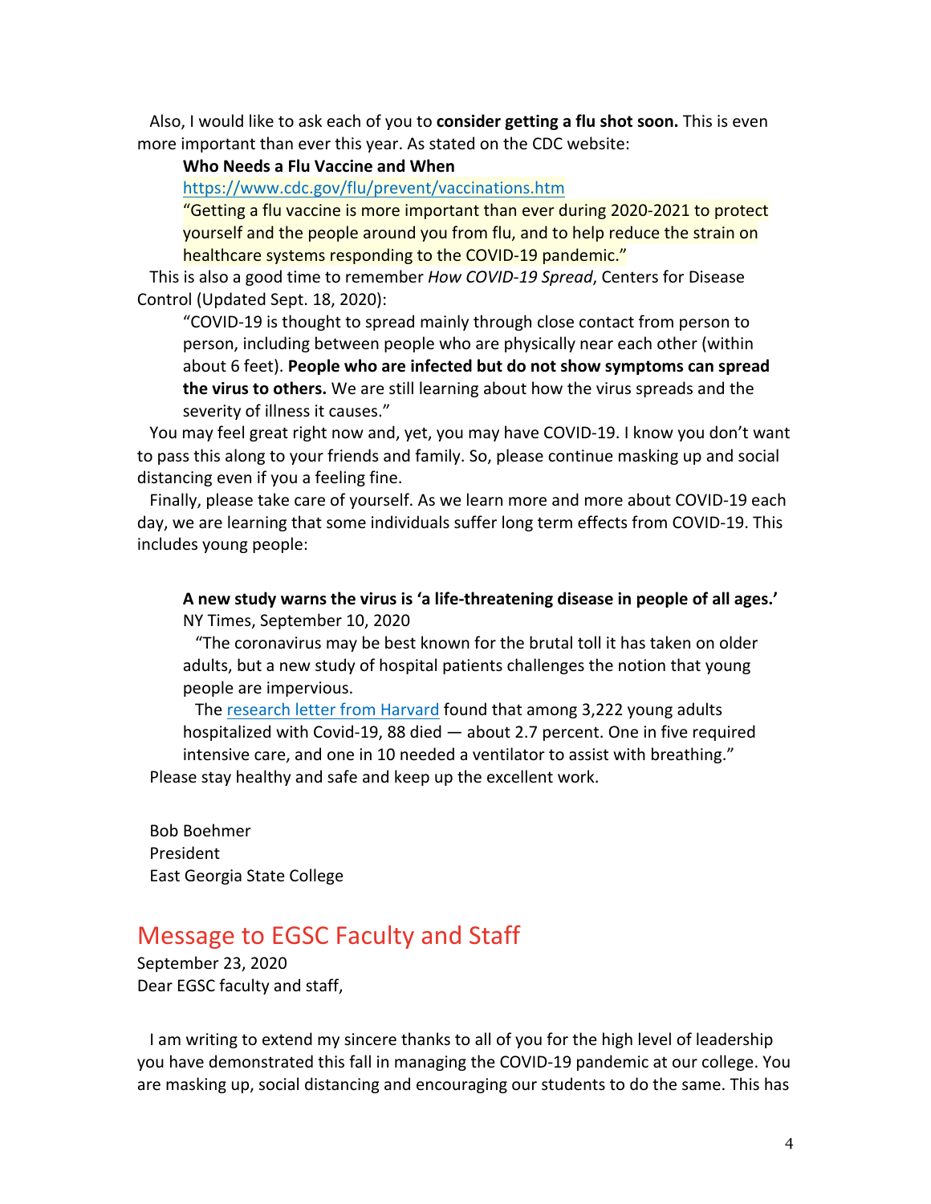Also, I would like to ask each of you to **consider getting a flu shot soon.** This is even more important than ever this year. As stated on the CDC website:

> **Who Needs a Flu Vaccine and When**
> https://www.cdc.gov/flu/prevent/vaccinations.htm
> "Getting a flu vaccine is more important than ever during 2020-2021 to protect yourself and the people around you from flu, and to help reduce the strain on healthcare systems responding to the COVID-19 pandemic."

This is also a good time to remember *How COVID-19 Spread*, Centers for Disease Control (Updated Sept. 18, 2020):

> "COVID-19 is thought to spread mainly through close contact from person to person, including between people who are physically near each other (within about 6 feet). **People who are infected but do not show symptoms can spread the virus to others.** We are still learning about how the virus spreads and the severity of illness it causes."

You may feel great right now and, yet, you may have COVID-19. I know you don't want to pass this along to your friends and family. So, please continue masking up and social distancing even if you a feeling fine.

Finally, please take care of yourself. As we learn more and more about COVID-19 each day, we are learning that some individuals suffer long term effects from COVID-19. This includes young people:

> **A new study warns the virus is 'a life-threatening disease in people of all ages.'**
> NY Times, September 10, 2020
> "The coronavirus may be best known for the brutal toll it has taken on older adults, but a new study of hospital patients challenges the notion that young people are impervious.
> The research letter from Harvard found that among 3,222 young adults hospitalized with Covid-19, 88 died — about 2.7 percent. One in five required intensive care, and one in 10 needed a ventilator to assist with breathing."

Please stay healthy and safe and keep up the excellent work.

Bob Boehmer
President
East Georgia State College

## Message to EGSC Faculty and Staff

September 23, 2020
Dear EGSC faculty and staff,

I am writing to extend my sincere thanks to all of you for the high level of leadership you have demonstrated this fall in managing the COVID-19 pandemic at our college. You are masking up, social distancing and encouraging our students to do the same. This has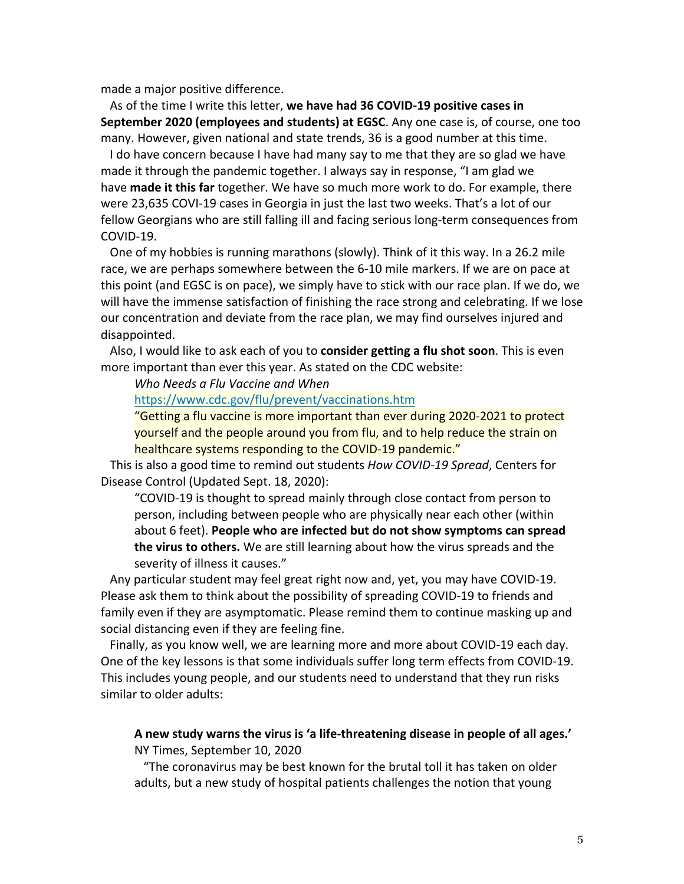made a major positive difference.

As of the time I write this letter, **we have had 36 COVID-19 positive cases in September 2020 (employees and students) at EGSC**. Any one case is, of course, one too many. However, given national and state trends, 36 is a good number at this time.

I do have concern because I have had many say to me that they are so glad we have made it through the pandemic together. I always say in response, "I am glad we have **made it this far** together. We have so much more work to do. For example, there were 23,635 COVI-19 cases in Georgia in just the last two weeks. That's a lot of our fellow Georgians who are still falling ill and facing serious long-term consequences from COVID-19.

One of my hobbies is running marathons (slowly). Think of it this way. In a 26.2 mile race, we are perhaps somewhere between the 6-10 mile markers. If we are on pace at this point (and EGSC is on pace), we simply have to stick with our race plan. If we do, we will have the immense satisfaction of finishing the race strong and celebrating. If we lose our concentration and deviate from the race plan, we may find ourselves injured and disappointed.

Also, I would like to ask each of you to **consider getting a flu shot soon**. This is even more important than ever this year. As stated on the CDC website:

> *Who Needs a Flu Vaccine and When*
>
> https://www.cdc.gov/flu/prevent/vaccinations.htm
>
> "Getting a flu vaccine is more important than ever during 2020-2021 to protect yourself and the people around you from flu, and to help reduce the strain on healthcare systems responding to the COVID-19 pandemic."

This is also a good time to remind out students *How COVID-19 Spread*, Centers for Disease Control (Updated Sept. 18, 2020):

> "COVID-19 is thought to spread mainly through close contact from person to person, including between people who are physically near each other (within about 6 feet). **People who are infected but do not show symptoms can spread the virus to others.** We are still learning about how the virus spreads and the severity of illness it causes."

Any particular student may feel great right now and, yet, you may have COVID-19. Please ask them to think about the possibility of spreading COVID-19 to friends and family even if they are asymptomatic. Please remind them to continue masking up and social distancing even if they are feeling fine.

Finally, as you know well, we are learning more and more about COVID-19 each day. One of the key lessons is that some individuals suffer long term effects from COVID-19. This includes young people, and our students need to understand that they run risks similar to older adults:

> **A new study warns the virus is 'a life-threatening disease in people of all ages.'**
> NY Times, September 10, 2020
>
> "The coronavirus may be best known for the brutal toll it has taken on older adults, but a new study of hospital patients challenges the notion that young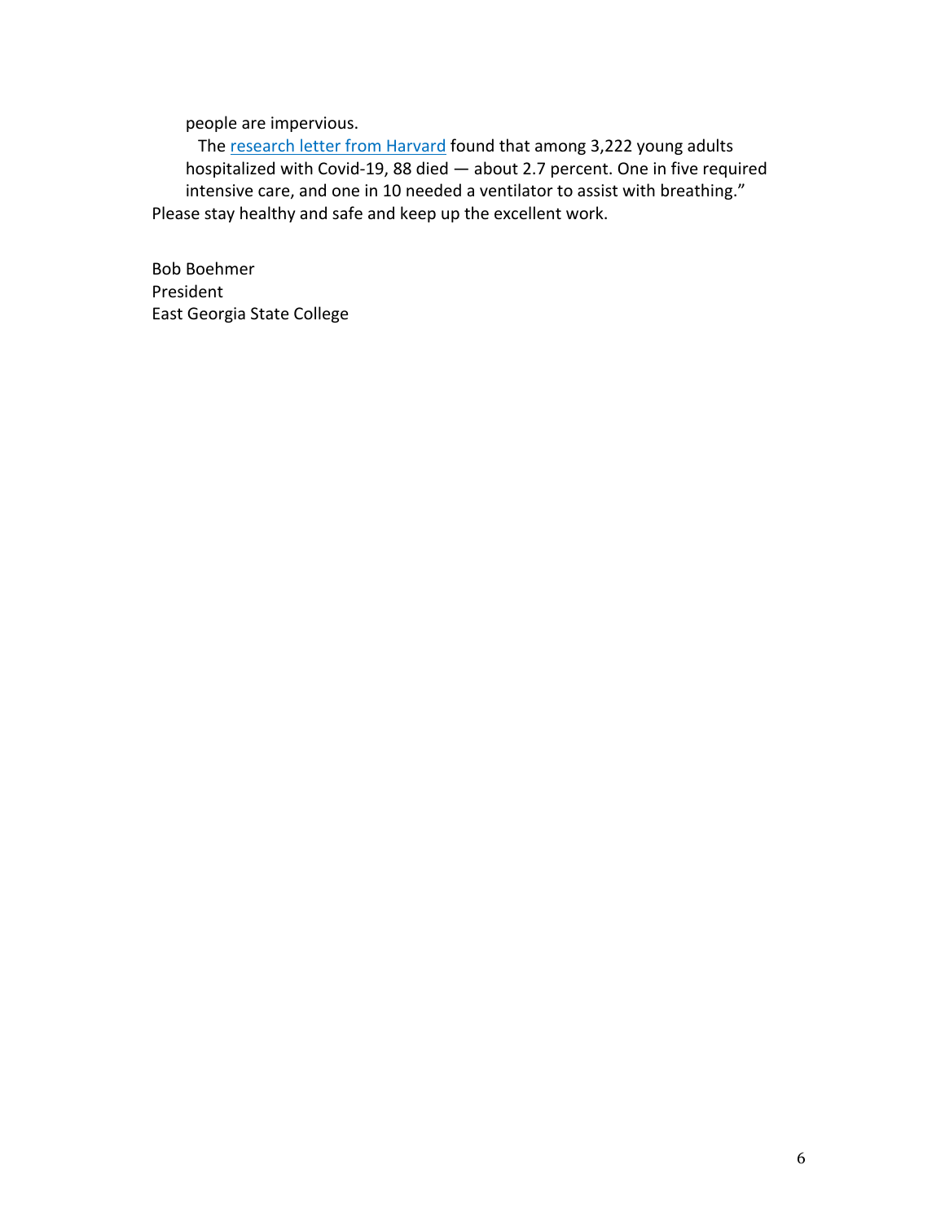people are impervious.

The research letter from Harvard found that among 3,222 young adults hospitalized with Covid-19, 88 died — about 2.7 percent. One in five required intensive care, and one in 10 needed a ventilator to assist with breathing."

Please stay healthy and safe and keep up the excellent work.

Bob Boehmer  
President  
East Georgia State College